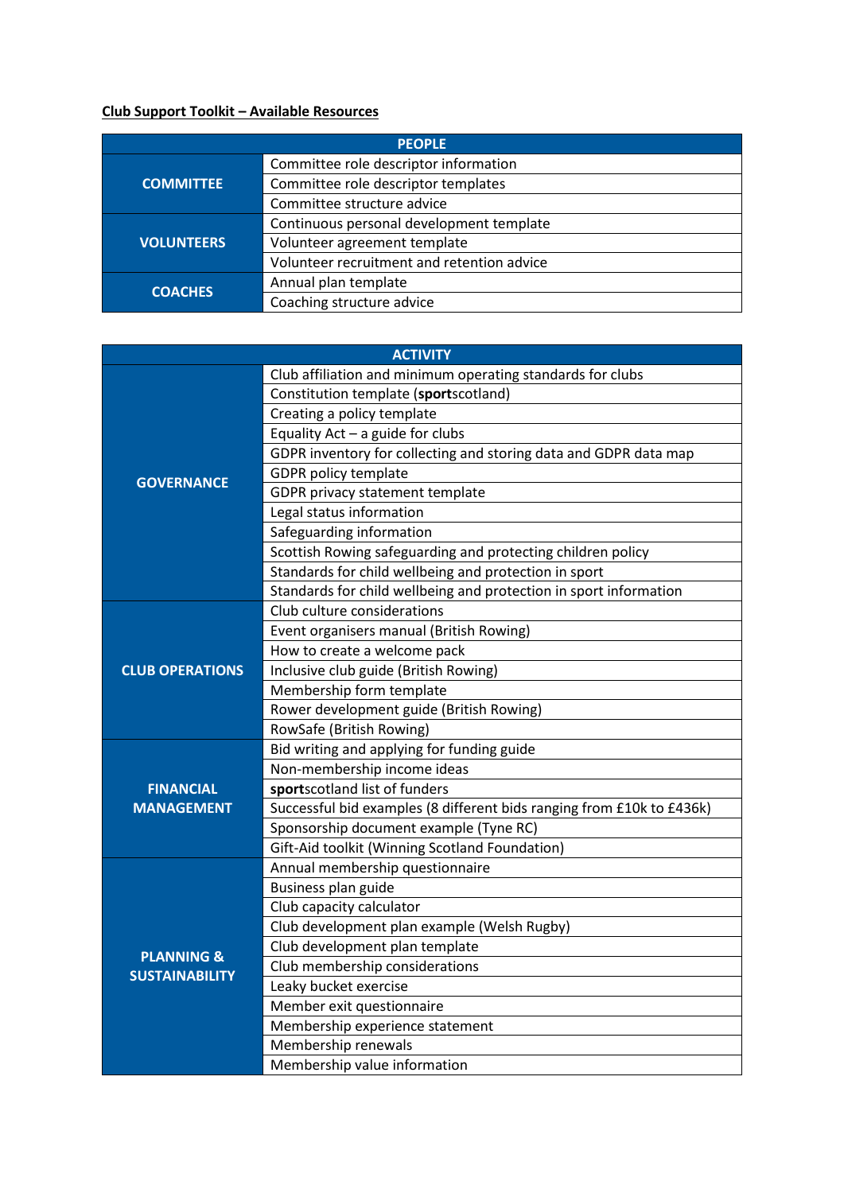**Club Support Toolkit – Available Resources**

| PEOPLE | |
|---|---|
| **COMMITTEE** | Committee role descriptor information |
| | Committee role descriptor templates |
| | Committee structure advice |
| **VOLUNTEERS** | Continuous personal development template |
| | Volunteer agreement template |
| | Volunteer recruitment and retention advice |
| **COACHES** | Annual plan template |
| | Coaching structure advice |

| ACTIVITY | |
|---|---|
| **GOVERNANCE** | Club affiliation and minimum operating standards for clubs |
| | Constitution template (**sport**scotland) |
| | Creating a policy template |
| | Equality Act – a guide for clubs |
| | GDPR inventory for collecting and storing data and GDPR data map |
| | GDPR policy template |
| | GDPR privacy statement template |
| | Legal status information |
| | Safeguarding information |
| | Scottish Rowing safeguarding and protecting children policy |
| | Standards for child wellbeing and protection in sport |
| | Standards for child wellbeing and protection in sport information |
| **CLUB OPERATIONS** | Club culture considerations |
| | Event organisers manual (British Rowing) |
| | How to create a welcome pack |
| | Inclusive club guide (British Rowing) |
| | Membership form template |
| | Rower development guide (British Rowing) |
| | RowSafe (British Rowing) |
| **FINANCIAL MANAGEMENT** | Bid writing and applying for funding guide |
| | Non-membership income ideas |
| | **sport**scotland list of funders |
| | Successful bid examples (8 different bids ranging from £10k to £436k) |
| | Sponsorship document example (Tyne RC) |
| | Gift-Aid toolkit (Winning Scotland Foundation) |
| **PLANNING & SUSTAINABILITY** | Annual membership questionnaire |
| | Business plan guide |
| | Club capacity calculator |
| | Club development plan example (Welsh Rugby) |
| | Club development plan template |
| | Club membership considerations |
| | Leaky bucket exercise |
| | Member exit questionnaire |
| | Membership experience statement |
| | Membership renewals |
| | Membership value information |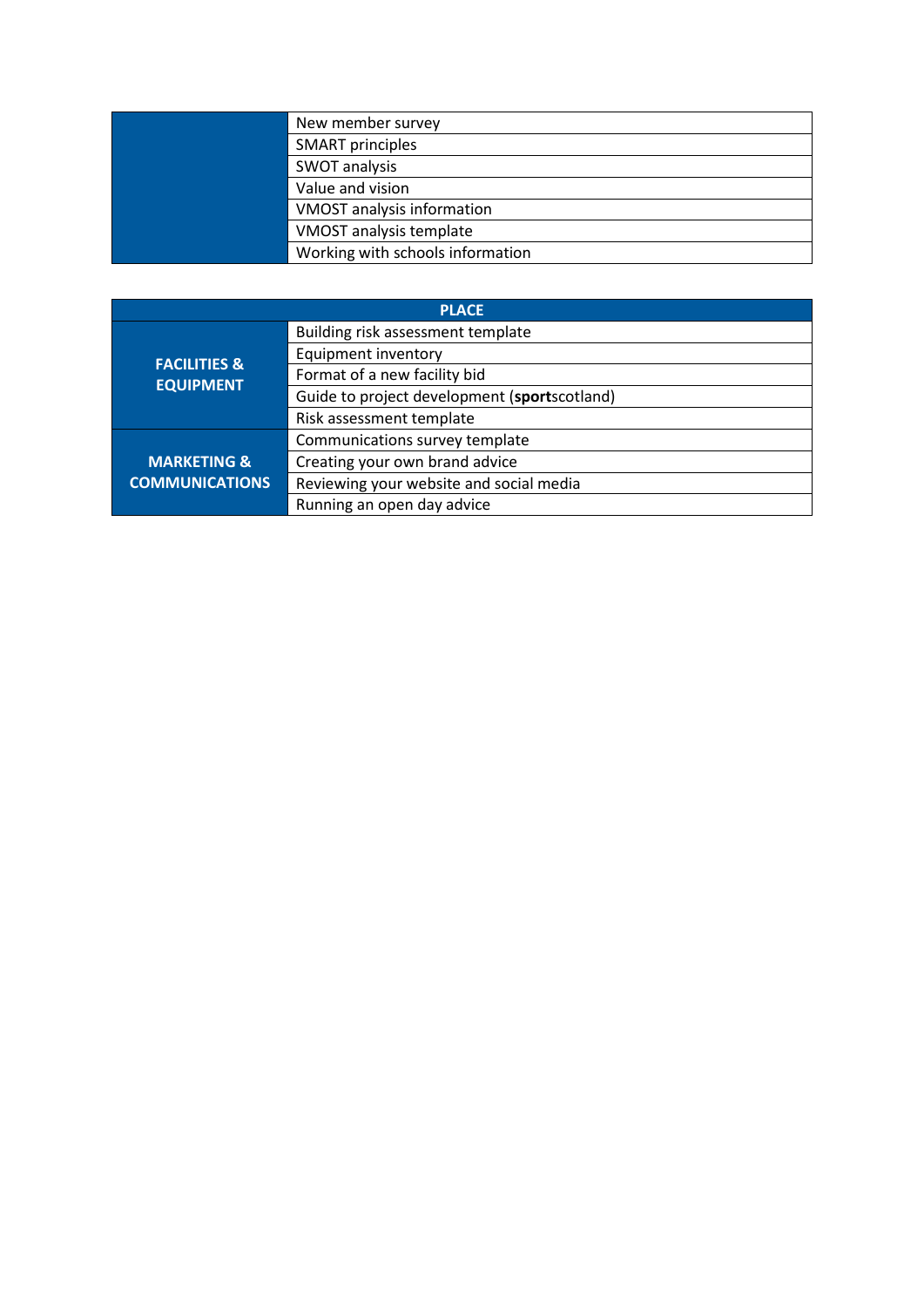| | |
|---|---|
| | New member survey |
| | SMART principles |
| | SWOT analysis |
| | Value and vision |
| | VMOST analysis information |
| | VMOST analysis template |
| | Working with schools information |

| PLACE | |
|---|---|
| **FACILITIES & EQUIPMENT** | Building risk assessment template |
| | Equipment inventory |
| | Format of a new facility bid |
| | Guide to project development (**sport**scotland) |
| | Risk assessment template |
| **MARKETING & COMMUNICATIONS** | Communications survey template |
| | Creating your own brand advice |
| | Reviewing your website and social media |
| | Running an open day advice |